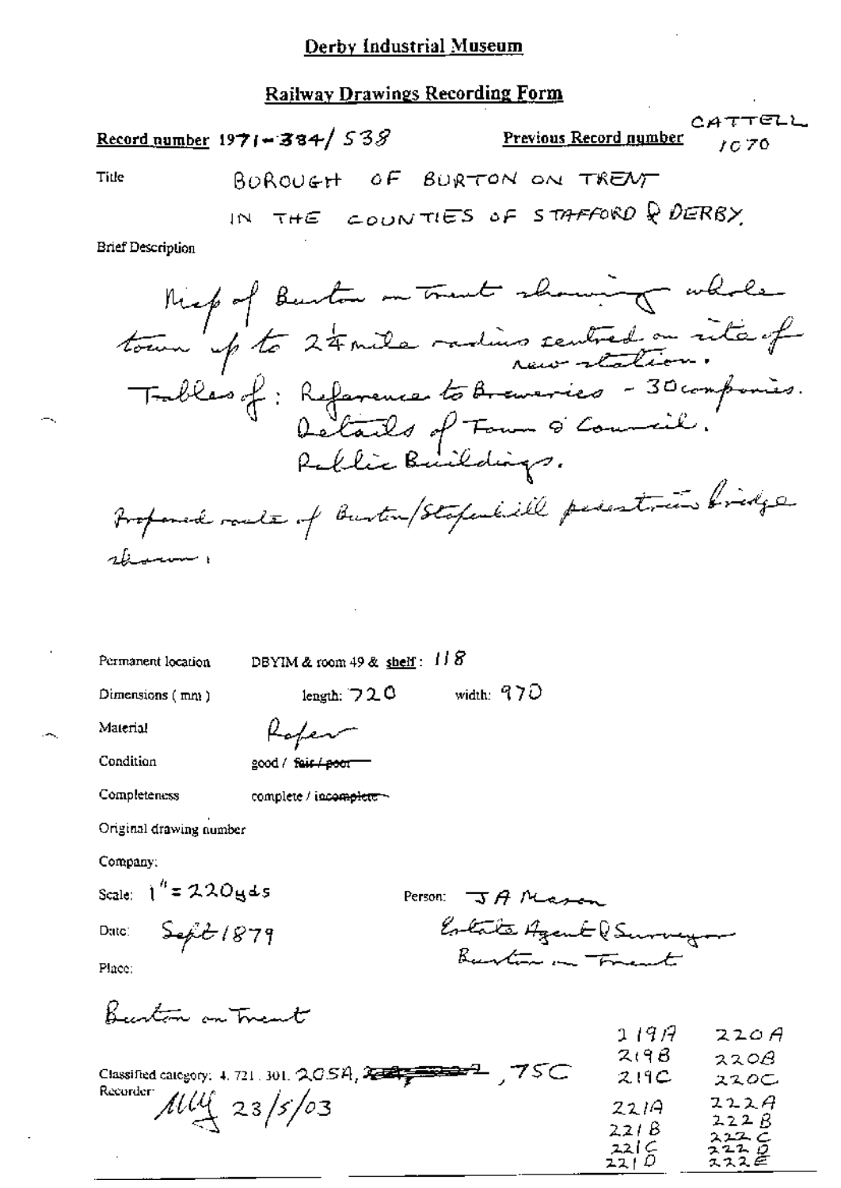# Derby Industrial Museum

## Railway Drawings Recording Form

**Record number** 1971-384/538 **Previous Record number** CATTELL 1070

Title BOROUGH OF BURTON ON TRENT IN THE COUNTIES OF STAFFORD & DERBY

Brief Description

Map of Burton on Trent showing whole town up to 2¼ mile radius centred on site of new station.
Tables of: Reference to Breweries - 30 companies.
Details of Town & Council.
Public Buildings.
Proposed route of Burton/Stapenhill pedestrian bridge shown.

Permanent location DBYIM & room 49 & shelf: 118

Dimensions (mm) length: 720 width: 970

Material Paper

Condition good / ~~fair / poor~~

Completeness complete / ~~incomplete~~

Original drawing number

Company:

Scale: 1" = 220yds

Date: Sept 1879

Person: J A Mason
Estate Agent & Surveyor
Burton on Trent

Place:

Burton on Trent

Classified category: 4. 721. 301. 205A, ~~[struck through]~~, 75C

| | |
|---|---|
| 219A | 220A |
| 219B | 220B |
| 219C | 220C |
| 221A | 222A |
| 221B | 222B |
| 221C | 222C |
| 221D | 222D |
| | 222E |

Recorder: MLG 23/5/03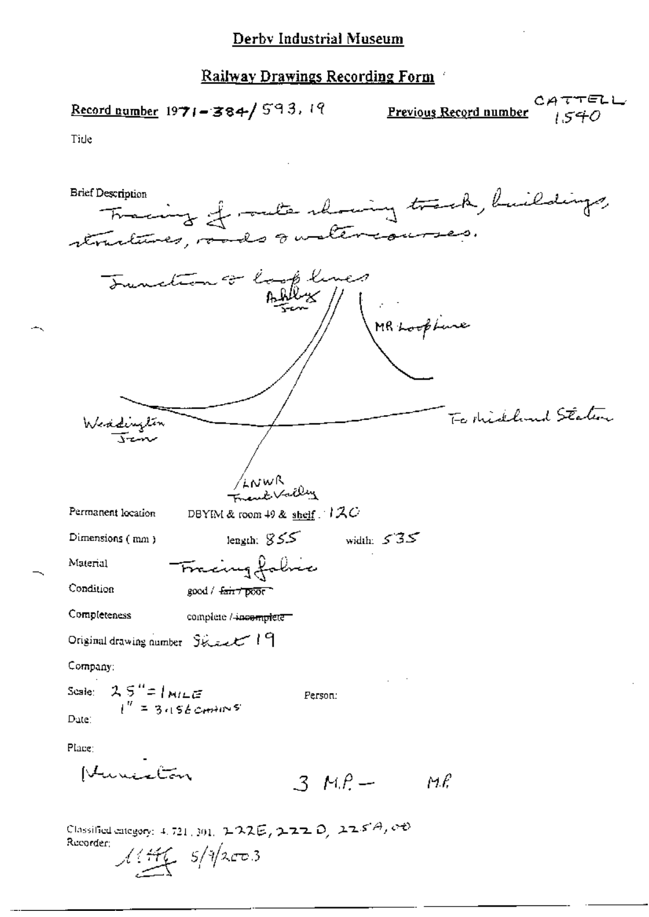# Derby Industrial Museum

## Railway Drawings Recording Form

**Record number** 1971-384/593, 19

**Previous Record number** CATTELL 1540

Title

Brief Description

Tracing of route showing track, buildings, structures, roads & watercourses.

Junction of loop lines

Ashby Jcn

MR Loop line

Weddington Jcn

To Midland Station

LNWR Trent Valley

Permanent location DBYIM & room 49 & shelf : 120

Dimensions (mm) length: 855 width: 535

Material Tracing fabric

Condition good / ~~fair / poor~~

Completeness complete / ~~incomplete~~

Original drawing number Sheet 19

Company:

Scale: 25" = 1 MILE
1" = 3.156 CHAINS

Person:

Date:

Place:

Nuneaton

3 M.P. — M.P.

Classified category: 4. 721. 301. 222E, 222D, 225A, etc

Recorder: [signature] 5/9/2003